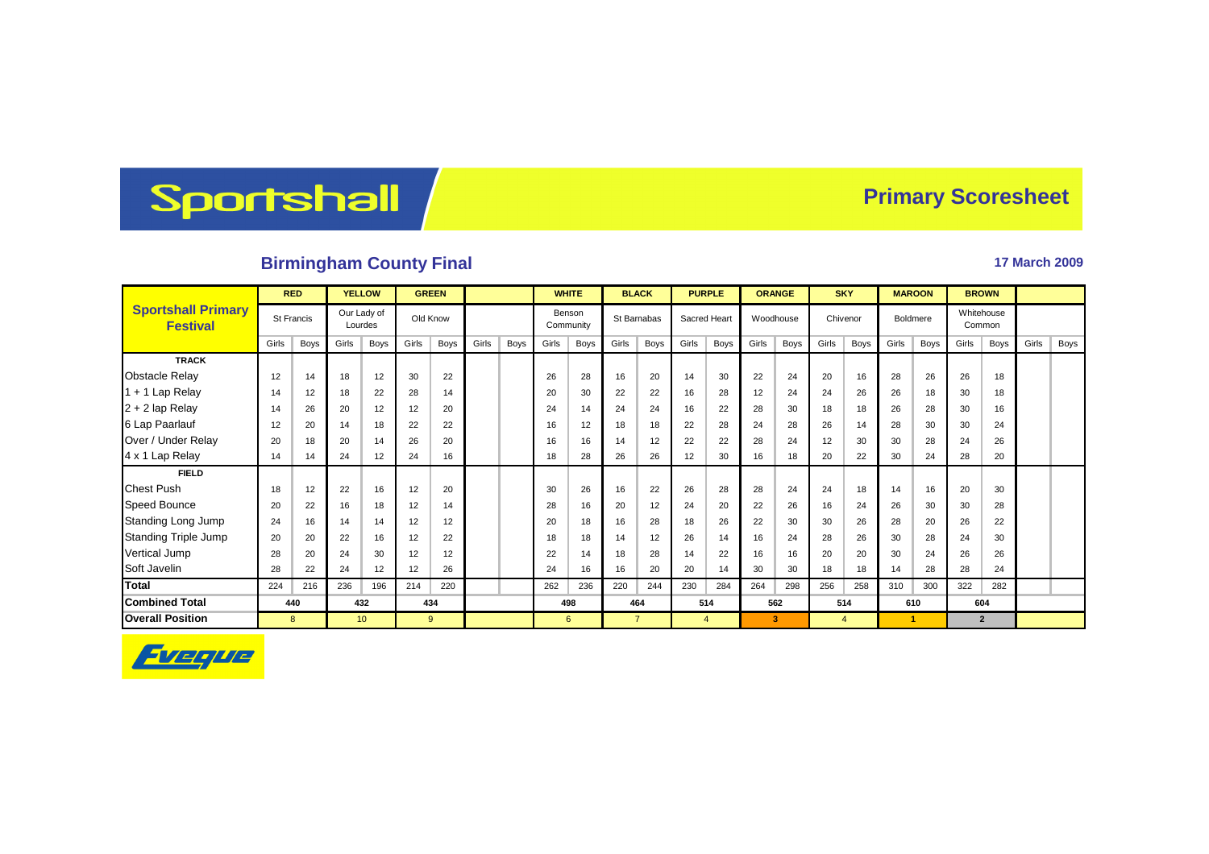# Sportshall

## Primary Scoresheet

### Birmingham County Final

**17 March 2009**

| Sportshall Primary Festival | RED | | YELLOW | | GREEN | | | | WHITE | | BLACK | | PURPLE | | ORANGE | | SKY | | MAROON | | BROWN | | | |
|---|---|---|---|---|---|---|---|---|---|---|---|---|---|---|---|---|---|---|---|---|---|---|---|---|
| | St Francis | | Our Lady of Lourdes | | Old Know | | | | Benson Community | | St Barnabas | | Sacred Heart | | Woodhouse | | Chivenor | | Boldmere | | Whitehouse Common | | | |
| | Girls | Boys | Girls | Boys | Girls | Boys | Girls | Boys | Girls | Boys | Girls | Boys | Girls | Boys | Girls | Boys | Girls | Boys | Girls | Boys | Girls | Boys | Girls | Boys |
| **TRACK** | | | | | | | | | | | | | | | | | | | | | | | | |
| Obstacle Relay | 12 | 14 | 18 | 12 | 30 | 22 | | | 26 | 28 | 16 | 20 | 14 | 30 | 22 | 24 | 20 | 16 | 28 | 26 | 26 | 18 | | |
| 1 + 1 Lap Relay | 14 | 12 | 18 | 22 | 28 | 14 | | | 20 | 30 | 22 | 22 | 16 | 28 | 12 | 24 | 24 | 26 | 26 | 18 | 30 | 18 | | |
| 2 + 2 lap Relay | 14 | 26 | 20 | 12 | 12 | 20 | | | 24 | 14 | 24 | 24 | 16 | 22 | 28 | 30 | 18 | 18 | 26 | 28 | 30 | 16 | | |
| 6 Lap Paarlauf | 12 | 20 | 14 | 18 | 22 | 22 | | | 16 | 12 | 18 | 18 | 22 | 28 | 24 | 28 | 26 | 14 | 28 | 30 | 30 | 24 | | |
| Over / Under Relay | 20 | 18 | 20 | 14 | 26 | 20 | | | 16 | 16 | 14 | 12 | 22 | 22 | 28 | 24 | 12 | 30 | 30 | 28 | 24 | 26 | | |
| 4 x 1 Lap Relay | 14 | 14 | 24 | 12 | 24 | 16 | | | 18 | 28 | 26 | 26 | 12 | 30 | 16 | 18 | 20 | 22 | 30 | 24 | 28 | 20 | | |
| **FIELD** | | | | | | | | | | | | | | | | | | | | | | | | |
| Chest Push | 18 | 12 | 22 | 16 | 12 | 20 | | | 30 | 26 | 16 | 22 | 26 | 28 | 28 | 24 | 24 | 18 | 14 | 16 | 20 | 30 | | |
| Speed Bounce | 20 | 22 | 16 | 18 | 12 | 14 | | | 28 | 16 | 20 | 12 | 24 | 20 | 22 | 26 | 16 | 24 | 26 | 30 | 30 | 28 | | |
| Standing Long Jump | 24 | 16 | 14 | 14 | 12 | 12 | | | 20 | 18 | 16 | 28 | 18 | 26 | 22 | 30 | 30 | 26 | 28 | 20 | 26 | 22 | | |
| Standing Triple Jump | 20 | 20 | 22 | 16 | 12 | 22 | | | 18 | 18 | 14 | 12 | 26 | 14 | 16 | 24 | 28 | 26 | 30 | 28 | 24 | 30 | | |
| Vertical Jump | 28 | 20 | 24 | 30 | 12 | 12 | | | 22 | 14 | 18 | 28 | 14 | 22 | 16 | 16 | 20 | 20 | 30 | 24 | 26 | 26 | | |
| Soft Javelin | 28 | 22 | 24 | 12 | 12 | 26 | | | 24 | 16 | 16 | 20 | 20 | 14 | 30 | 30 | 18 | 18 | 14 | 28 | 28 | 24 | | |
| **Total** | 224 | 216 | 236 | 196 | 214 | 220 | | | 262 | 236 | 220 | 244 | 230 | 284 | 264 | 298 | 256 | 258 | 310 | 300 | 322 | 282 | | |
| **Combined Total** | 440 | | 432 | | 434 | | | | 498 | | 464 | | 514 | | 562 | | 514 | | 610 | | 604 | | | |
| **Overall Position** | 8 | | 10 | | 9 | | | | 6 | | 7 | | 4 | | 3 | | 4 | | 1 | | 2 | | | |

Eveque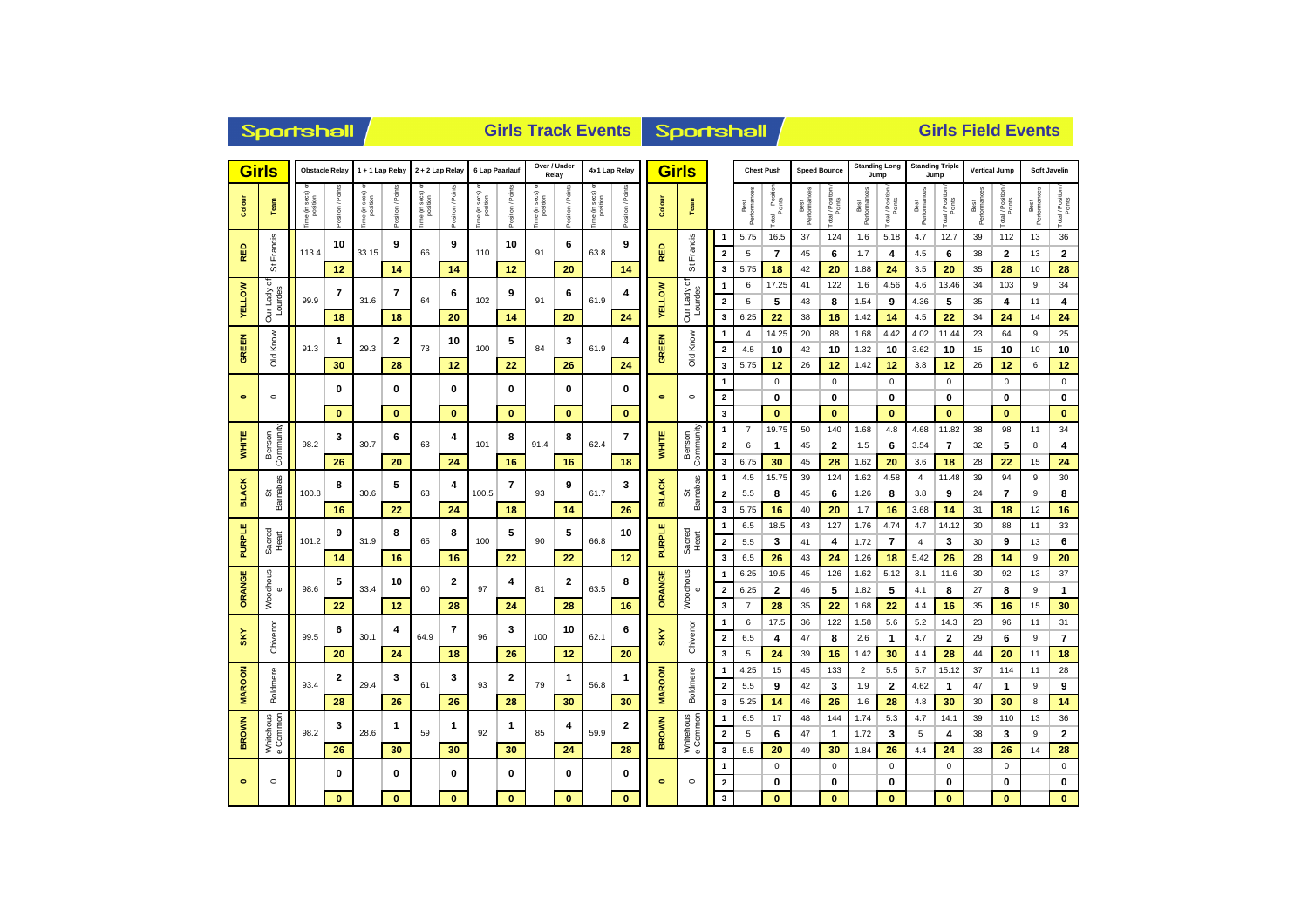# Sportshall — Girls Track Events

| Colour | Team | Obstacle Relay Time (in secs) or position | Obstacle Relay Position / Points | 1 + 1 Lap Relay Time (in secs) or position | 1 + 1 Lap Relay Position / Points | 2 + 2 Lap Relay Time (in secs) or position | 2 + 2 Lap Relay Position / Points | 6 Lap Paarlauf Time (in secs) or position | 6 Lap Paarlauf Position / Points | Over / Under Relay Time (in secs) or position | Over / Under Relay Position / Points | 4x1 Lap Relay Time (in secs) or position | 4x1 Lap Relay Position / Points |
|---|---|---|---|---|---|---|---|---|---|---|---|---|---|
| RED | St Francis | 113.4 | 10 | 33.15 | 9 | 66 | 9 | 110 | 10 | 91 | 6 | 63.8 | 9 |
| | | | 12 | | 14 | | 14 | | 12 | | 20 | | 14 |
| YELLOW | Our Lady of Lourdes | 99.9 | 7 | 31.6 | 7 | 64 | 6 | 102 | 9 | 91 | 6 | 61.9 | 4 |
| | | | 18 | | 18 | | 20 | | 14 | | 20 | | 24 |
| GREEN | Old Know | 91.3 | 1 | 29.3 | 2 | 73 | 10 | 100 | 5 | 84 | 3 | 61.9 | 4 |
| | | | 30 | | 28 | | 12 | | 22 | | 26 | | 24 |
| 0 | 0 | | 0 | | 0 | | 0 | | 0 | | 0 | | 0 |
| | | | 0 | | 0 | | 0 | | 0 | | 0 | | 0 |
| WHITE | Benson Community | 98.2 | 3 | 30.7 | 6 | 63 | 4 | 101 | 8 | 91.4 | 8 | 62.4 | 7 |
| | | | 26 | | 20 | | 24 | | 16 | | 16 | | 18 |
| BLACK | St Barnabas | 100.8 | 8 | 30.6 | 5 | 63 | 4 | 100.5 | 7 | 93 | 9 | 61.7 | 3 |
| | | | 16 | | 22 | | 24 | | 18 | | 14 | | 26 |
| PURPLE | Sacred Heart | 101.2 | 9 | 31.9 | 8 | 65 | 8 | 100 | 5 | 90 | 5 | 66.8 | 10 |
| | | | 14 | | 16 | | 16 | | 22 | | 22 | | 12 |
| ORANGE | Woodhouse | 98.6 | 5 | 33.4 | 10 | 60 | 2 | 97 | 4 | 81 | 2 | 63.5 | 8 |
| | | | 22 | | 12 | | 28 | | 24 | | 28 | | 16 |
| SKY | Chivenor | 99.5 | 6 | 30.1 | 4 | 64.9 | 7 | 96 | 3 | 100 | 10 | 62.1 | 6 |
| | | | 20 | | 24 | | 18 | | 26 | | 12 | | 20 |
| MAROON | Boldmere | 93.4 | 2 | 29.4 | 3 | 61 | 3 | 93 | 2 | 79 | 1 | 56.8 | 1 |
| | | | 28 | | 26 | | 26 | | 28 | | 30 | | 30 |
| BROWN | Whitehouse Common | 98.2 | 3 | 28.6 | 1 | 59 | 1 | 92 | 1 | 85 | 4 | 59.9 | 2 |
| | | | 26 | | 30 | | 30 | | 30 | | 24 | | 28 |
| 0 | 0 | | 0 | | 0 | | 0 | | 0 | | 0 | | 0 |
| | | | 0 | | 0 | | 0 | | 0 | | 0 | | 0 |

# Sportshall — Girls Field Events

| Colour | Team | | Chest Push Best Performances | Chest Push Total / Position / Points | Speed Bounce Best Performances | Speed Bounce Total / Position / Points | Standing Long Jump Best Performances | Standing Long Jump Total / Position / Points | Standing Triple Jump Best Performances | Standing Triple Jump Total / Position / Points | Vertical Jump Best Performances | Vertical Jump Total / Position / Points | Soft Javelin Best Performances | Soft Javelin Total / Position / Points |
|---|---|---|---|---|---|---|---|---|---|---|---|---|---|---|
| RED | St Francis | 1 | 5.75 | 16.5 | 37 | 124 | 1.6 | 5.18 | 4.7 | 12.7 | 39 | 112 | 13 | 36 |
| | | 2 | 5 | 7 | 45 | 6 | 1.7 | 4 | 4.5 | 6 | 38 | 2 | 13 | 2 |
| | | 3 | 5.75 | 18 | 42 | 20 | 1.88 | 24 | 3.5 | 20 | 35 | 28 | 10 | 28 |
| YELLOW | Our Lady of Lourdes | 1 | 6 | 17.25 | 41 | 122 | 1.6 | 4.56 | 4.6 | 13.46 | 34 | 103 | 9 | 34 |
| | | 2 | 5 | 5 | 43 | 8 | 1.54 | 9 | 4.36 | 5 | 35 | 4 | 11 | 4 |
| | | 3 | 6.25 | 22 | 38 | 16 | 1.42 | 14 | 4.5 | 22 | 34 | 24 | 14 | 24 |
| GREEN | Old Know | 1 | 4 | 14.25 | 20 | 88 | 1.68 | 4.42 | 4.02 | 11.44 | 23 | 64 | 9 | 25 |
| | | 2 | 4.5 | 10 | 42 | 10 | 1.32 | 10 | 3.62 | 10 | 15 | 10 | 10 | 10 |
| | | 3 | 5.75 | 12 | 26 | 12 | 1.42 | 12 | 3.8 | 12 | 26 | 12 | 6 | 12 |
| 0 | 0 | 1 | | 0 | | 0 | | 0 | | 0 | | 0 | | 0 |
| | | 2 | | 0 | | 0 | | 0 | | 0 | | 0 | | 0 |
| | | 3 | | 0 | | 0 | | 0 | | 0 | | 0 | | 0 |
| WHITE | Benson Community | 1 | 7 | 19.75 | 50 | 140 | 1.68 | 4.8 | 4.68 | 11.82 | 38 | 98 | 11 | 34 |
| | | 2 | 6 | 1 | 45 | 2 | 1.5 | 6 | 3.54 | 7 | 32 | 5 | 8 | 4 |
| | | 3 | 6.75 | 30 | 45 | 28 | 1.62 | 20 | 3.6 | 18 | 28 | 22 | 15 | 24 |
| BLACK | St Barnabas | 1 | 4.5 | 15.75 | 39 | 124 | 1.62 | 4.58 | 4 | 11.48 | 39 | 94 | 9 | 30 |
| | | 2 | 5.5 | 8 | 45 | 6 | 1.26 | 8 | 3.8 | 9 | 24 | 7 | 9 | 8 |
| | | 3 | 5.75 | 16 | 40 | 20 | 1.7 | 16 | 3.68 | 14 | 31 | 18 | 12 | 16 |
| PURPLE | Sacred Heart | 1 | 6.5 | 18.5 | 43 | 127 | 1.76 | 4.74 | 4.7 | 14.12 | 30 | 88 | 11 | 33 |
| | | 2 | 5.5 | 3 | 41 | 4 | 1.72 | 7 | 4 | 3 | 30 | 9 | 13 | 6 |
| | | 3 | 6.5 | 26 | 43 | 24 | 1.26 | 18 | 5.42 | 26 | 28 | 14 | 9 | 20 |
| ORANGE | Woodhouse | 1 | 6.25 | 19.5 | 45 | 126 | 1.62 | 5.12 | 3.1 | 11.6 | 30 | 92 | 13 | 37 |
| | | 2 | 6.25 | 2 | 46 | 5 | 1.82 | 5 | 4.1 | 8 | 27 | 8 | 9 | 1 |
| | | 3 | 7 | 28 | 35 | 22 | 1.68 | 22 | 4.4 | 16 | 35 | 16 | 15 | 30 |
| SKY | Chivenor | 1 | 6 | 17.5 | 36 | 122 | 1.58 | 5.6 | 5.2 | 14.3 | 23 | 96 | 11 | 31 |
| | | 2 | 6.5 | 4 | 47 | 8 | 2.6 | 1 | 4.7 | 2 | 29 | 6 | 9 | 7 |
| | | 3 | 5 | 24 | 39 | 16 | 1.42 | 30 | 4.4 | 28 | 44 | 20 | 11 | 18 |
| MAROON | Boldmere | 1 | 4.25 | 15 | 45 | 133 | 2 | 5.5 | 5.7 | 15.12 | 37 | 114 | 11 | 28 |
| | | 2 | 5.5 | 9 | 42 | 3 | 1.9 | 2 | 4.62 | 1 | 47 | 1 | 9 | 9 |
| | | 3 | 5.25 | 14 | 46 | 26 | 1.6 | 28 | 4.8 | 30 | 30 | 30 | 8 | 14 |
| BROWN | Whitehouse Common | 1 | 6.5 | 17 | 48 | 144 | 1.74 | 5.3 | 4.7 | 14.1 | 39 | 110 | 13 | 36 |
| | | 2 | 5 | 6 | 47 | 1 | 1.72 | 3 | 5 | 4 | 38 | 3 | 9 | 2 |
| | | 3 | 5.5 | 20 | 49 | 30 | 1.84 | 26 | 4.4 | 24 | 33 | 26 | 14 | 28 |
| 0 | 0 | 1 | | 0 | | 0 | | 0 | | 0 | | 0 | | 0 |
| | | 2 | | 0 | | 0 | | 0 | | 0 | | 0 | | 0 |
| | | 3 | | 0 | | 0 | | 0 | | 0 | | 0 | | 0 |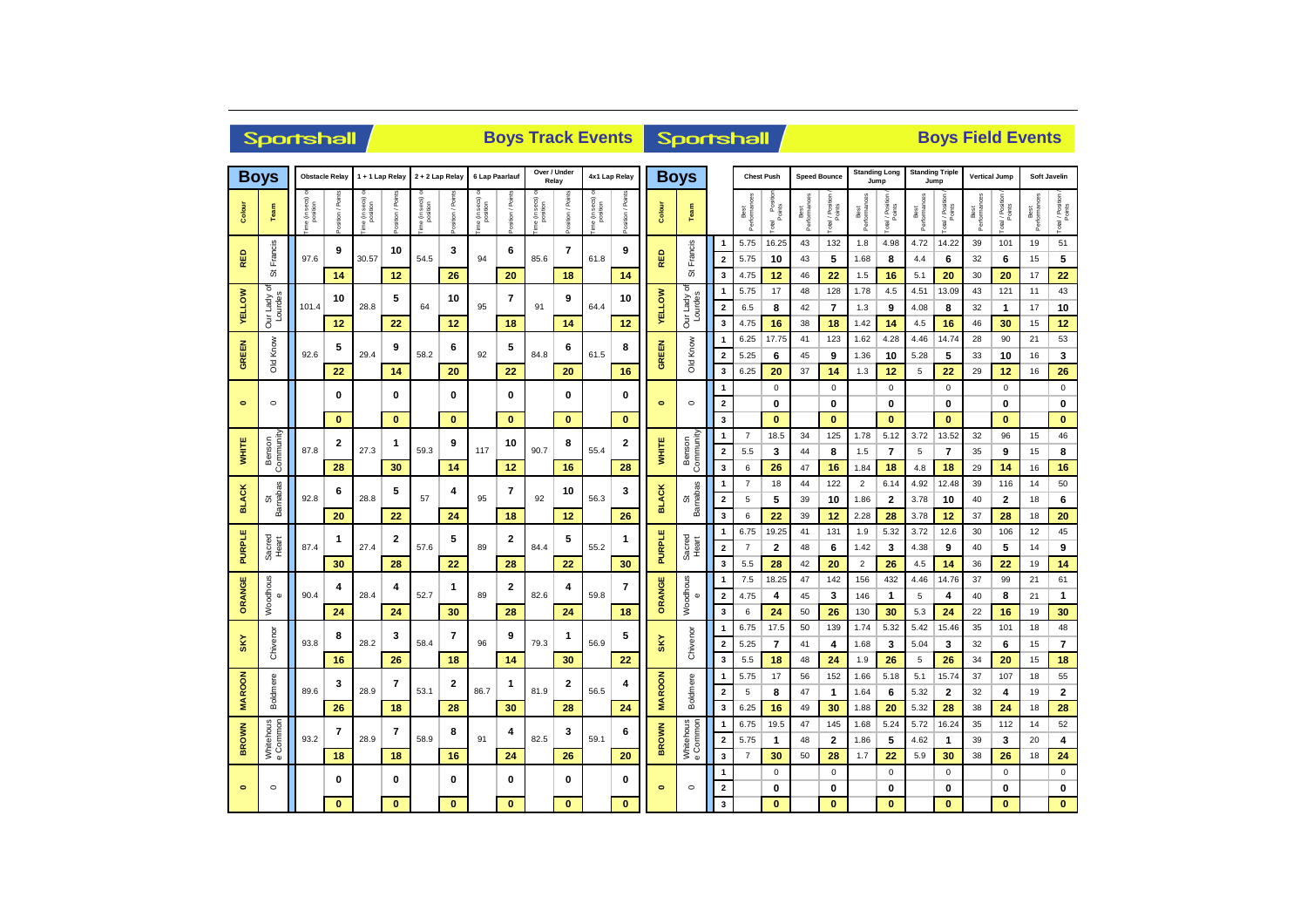## Sportshall — Boys Track Events

| Colour | Team | Obstacle Relay Time (in secs) or position | Obstacle Relay Position / Points | 1 + 1 Lap Relay Time (in secs) or position | 1 + 1 Lap Relay Position / Points | 2 + 2 Lap Relay Time (in secs) or position | 2 + 2 Lap Relay Position / Points | 6 Lap Paarlauf Time (in secs) or position | 6 Lap Paarlauf Position / Points | Over / Under Relay Time (in secs) or position | Over / Under Relay Position / Points | 4x1 Lap Relay Time (in secs) or position | 4x1 Lap Relay Position / Points |
|---|---|---|---|---|---|---|---|---|---|---|---|---|---|
| RED | St Francis | 97.6 | 9 | 30.57 | 10 | 54.5 | 3 | 94 | 6 | 85.6 | 7 | 61.8 | 9 |
| | | | **14** | | **12** | | **26** | | **20** | | **18** | | **14** |
| YELLOW | Our Lady of Lourdes | 101.4 | 10 | 28.8 | 5 | 64 | 10 | 95 | 7 | 91 | 9 | 64.4 | 10 |
| | | | **12** | | **22** | | **12** | | **18** | | **14** | | **12** |
| GREEN | Old Know | 92.6 | 5 | 29.4 | 9 | 58.2 | 6 | 92 | 5 | 84.8 | 6 | 61.5 | 8 |
| | | | **22** | | **14** | | **20** | | **22** | | **20** | | **16** |
| 0 | 0 | | 0 | | 0 | | 0 | | 0 | | 0 | | 0 |
| | | | **0** | | **0** | | **0** | | **0** | | **0** | | **0** |
| WHITE | Benson Community | 87.8 | 2 | 27.3 | 1 | 59.3 | 9 | 117 | 10 | 90.7 | 8 | 55.4 | 2 |
| | | | **28** | | **30** | | **14** | | **12** | | **16** | | **28** |
| BLACK | St Barnabas | 92.8 | 6 | 28.8 | 5 | 57 | 4 | 95 | 7 | 92 | 10 | 56.3 | 3 |
| | | | **20** | | **22** | | **24** | | **18** | | **12** | | **26** |
| PURPLE | Sacred Heart | 87.4 | 1 | 27.4 | 2 | 57.6 | 5 | 89 | 2 | 84.4 | 5 | 55.2 | 1 |
| | | | **30** | | **28** | | **22** | | **28** | | **22** | | **30** |
| ORANGE | Woodhouse | 90.4 | 4 | 28.4 | 4 | 52.7 | 1 | 89 | 2 | 82.6 | 4 | 59.8 | 7 |
| | | | **24** | | **24** | | **30** | | **28** | | **24** | | **18** |
| SKY | Chivenor | 93.8 | 8 | 28.2 | 3 | 58.4 | 7 | 96 | 9 | 79.3 | 1 | 56.9 | 5 |
| | | | **16** | | **26** | | **18** | | **14** | | **30** | | **22** |
| MAROON | Boldmere | 89.6 | 3 | 28.9 | 7 | 53.1 | 2 | 86.7 | 1 | 81.9 | 2 | 56.5 | 4 |
| | | | **26** | | **18** | | **28** | | **30** | | **28** | | **24** |
| BROWN | Whitehouse Common | 93.2 | 7 | 28.9 | 7 | 58.9 | 8 | 91 | 4 | 82.5 | 3 | 59.1 | 6 |
| | | | **18** | | **18** | | **16** | | **24** | | **26** | | **20** |
| 0 | 0 | | 0 | | 0 | | 0 | | 0 | | 0 | | 0 |
| | | | **0** | | **0** | | **0** | | **0** | | **0** | | **0** |

## Sportshall — Boys Field Events

| Colour | Team | | Chest Push Best Performances | Chest Push Total / Position / Points | Speed Bounce Best Performances | Speed Bounce Total / Position / Points | Standing Long Jump Best Performances | Standing Long Jump Total / Position / Points | Standing Triple Jump Best Performances | Standing Triple Jump Total / Position / Points | Vertical Jump Best Performances | Vertical Jump Total / Position / Points | Soft Javelin Best Performances | Soft Javelin Total / Position / Points |
|---|---|---|---|---|---|---|---|---|---|---|---|---|---|---|
| RED | St Francis | 1 | 5.75 | 16.25 | 43 | 132 | 1.8 | 4.98 | 4.72 | 14.22 | 39 | 101 | 19 | 51 |
| | | 2 | 5.75 | 10 | 43 | 5 | 1.68 | 8 | 4.4 | 6 | 32 | 6 | 15 | 5 |
| | | 3 | 4.75 | **12** | 46 | **22** | 1.5 | **16** | 5.1 | **20** | 30 | **20** | 17 | **22** |
| YELLOW | Our Lady of Lourdes | 1 | 5.75 | 17 | 48 | 128 | 1.78 | 4.5 | 4.51 | 13.09 | 43 | 121 | 11 | 43 |
| | | 2 | 6.5 | 8 | 42 | 7 | 1.3 | 9 | 4.08 | 8 | 32 | 1 | 17 | 10 |
| | | 3 | 4.75 | **16** | 38 | **18** | 1.42 | **14** | 4.5 | **16** | 46 | **30** | 15 | **12** |
| GREEN | Old Know | 1 | 6.25 | 17.75 | 41 | 123 | 1.62 | 4.28 | 4.46 | 14.74 | 28 | 90 | 21 | 53 |
| | | 2 | 5.25 | 6 | 45 | 9 | 1.36 | 10 | 5.28 | 5 | 33 | 10 | 16 | 3 |
| | | 3 | 6.25 | **20** | 37 | **14** | 1.3 | **12** | 5 | **22** | 29 | **12** | 16 | **26** |
| 0 | 0 | 1 | | 0 | | 0 | | 0 | | 0 | | 0 | | 0 |
| | | 2 | | 0 | | 0 | | 0 | | 0 | | 0 | | 0 |
| | | 3 | | **0** | | **0** | | **0** | | **0** | | **0** | | **0** |
| WHITE | Benson Community | 1 | 7 | 18.5 | 34 | 125 | 1.78 | 5.12 | 3.72 | 13.52 | 32 | 96 | 15 | 46 |
| | | 2 | 5.5 | 3 | 44 | 8 | 1.5 | 7 | 5 | 7 | 35 | 9 | 15 | 8 |
| | | 3 | 6 | **26** | 47 | **16** | 1.84 | **18** | 4.8 | **18** | 29 | **14** | 16 | **16** |
| BLACK | St Barnabas | 1 | 7 | 18 | 44 | 122 | 2 | 6.14 | 4.92 | 12.48 | 39 | 116 | 14 | 50 |
| | | 2 | 5 | 5 | 39 | 10 | 1.86 | 2 | 3.78 | 10 | 40 | 2 | 18 | 6 |
| | | 3 | 6 | **22** | 39 | **12** | 2.28 | **28** | 3.78 | **12** | 37 | **28** | 18 | **20** |
| PURPLE | Sacred Heart | 1 | 6.75 | 19.25 | 41 | 131 | 1.9 | 5.32 | 3.72 | 12.6 | 30 | 106 | 12 | 45 |
| | | 2 | 7 | 2 | 48 | 6 | 1.42 | 3 | 4.38 | 9 | 40 | 5 | 14 | 9 |
| | | 3 | 5.5 | **28** | 42 | **20** | 2 | **26** | 4.5 | **14** | 36 | **22** | 19 | **14** |
| ORANGE | Woodhouse | 1 | 7.5 | 18.25 | 47 | 142 | 156 | 432 | 4.46 | 14.76 | 37 | 99 | 21 | 61 |
| | | 2 | 4.75 | 4 | 45 | 3 | 146 | 1 | 5 | 4 | 40 | 8 | 21 | 1 |
| | | 3 | 6 | **24** | 50 | **26** | 130 | **30** | 5.3 | **24** | 22 | **16** | 19 | **30** |
| SKY | Chivenor | 1 | 6.75 | 17.5 | 50 | 139 | 1.74 | 5.32 | 5.42 | 15.46 | 35 | 101 | 18 | 48 |
| | | 2 | 5.25 | 7 | 41 | 4 | 1.68 | 3 | 5.04 | 3 | 32 | 6 | 15 | 7 |
| | | 3 | 5.5 | **18** | 48 | **24** | 1.9 | **26** | 5 | **26** | 34 | **20** | 15 | **18** |
| MAROON | Boldmere | 1 | 5.75 | 17 | 56 | 152 | 1.66 | 5.18 | 5.1 | 15.74 | 37 | 107 | 18 | 55 |
| | | 2 | 5 | 8 | 47 | 1 | 1.64 | 6 | 5.32 | 2 | 32 | 4 | 19 | 2 |
| | | 3 | 6.25 | **16** | 49 | **30** | 1.88 | **20** | 5.32 | **28** | 38 | **24** | 18 | **28** |
| BROWN | Whitehouse Common | 1 | 6.75 | 19.5 | 47 | 145 | 1.68 | 5.24 | 5.72 | 16.24 | 35 | 112 | 14 | 52 |
| | | 2 | 5.75 | 1 | 48 | 2 | 1.86 | 5 | 4.62 | 1 | 39 | 3 | 20 | 4 |
| | | 3 | 7 | **30** | 50 | **28** | 1.7 | **22** | 5.9 | **30** | 38 | **26** | 18 | **24** |
| 0 | 0 | 1 | | 0 | | 0 | | 0 | | 0 | | 0 | | 0 |
| | | 2 | | 0 | | 0 | | 0 | | 0 | | 0 | | 0 |
| | | 3 | | **0** | | **0** | | **0** | | **0** | | **0** | | **0** |